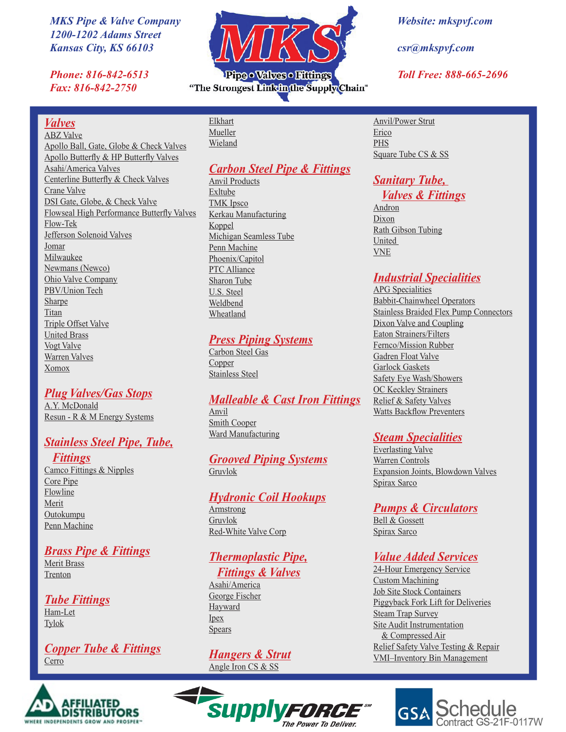MKS Pipe & Valve Company
1200-1202 Adams Street
Kansas City, KS 66103

Phone: 816-842-6513
Fax: 816-842-2750

MKS
Pipe • Valves • Fittings
"The Strongest Link in the Supply Chain"

Website: mkspvf.com

csr@mkspvf.com

Toll Free: 888-665-2696

## Valves

- ABZ Valve
- Apollo Ball, Gate, Globe & Check Valves
- Apollo Butterfly & HP Butterfly Valves
- Asahi/America Valves
- Centerline Butterfly & Check Valves
- Crane Valve
- DSI Gate, Globe, & Check Valve
- Flowseal High Performance Butterfly Valves
- Flow-Tek
- Jefferson Solenoid Valves
- Jomar
- Milwaukee
- Newmans (Newco)
- Ohio Valve Company
- PBV/Union Tech
- Sharpe
- Titan
- Triple Offset Valve
- United Brass
- Vogt Valve
- Warren Valves
- Xomox

## Plug Valves/Gas Stops

- A.Y. McDonald
- Resun - R & M Energy Systems

## Stainless Steel Pipe, Tube, Fittings

- Camco Fittings & Nipples
- Core Pipe
- Flowline
- Merit
- Outokumpu
- Penn Machine

## Brass Pipe & Fittings

- Merit Brass
- Trenton

## Tube Fittings

- Ham-Let
- Tylok

## Copper Tube & Fittings

- Cerro
- Elkhart
- Mueller
- Wieland

## Carbon Steel Pipe & Fittings

- Anvil Products
- Exltube
- TMK Ipsco
- Kerkau Manufacturing
- Koppel
- Michigan Seamless Tube
- Penn Machine
- Phoenix/Capitol
- PTC Alliance
- Sharon Tube
- U.S. Steel
- Weldbend
- Wheatland

## Press Piping Systems

- Carbon Steel Gas
- Copper
- Stainless Steel

## Malleable & Cast Iron Fittings

- Anvil
- Smith Cooper
- Ward Manufacturing

## Grooved Piping Systems

- Gruvlok

## Hydronic Coil Hookups

- Armstrong
- Gruvlok
- Red-White Valve Corp

## Thermoplastic Pipe, Fittings & Valves

- Asahi/America
- George Fischer
- Hayward
- Ipex
- Spears

## Hangers & Strut

- Angle Iron CS & SS
- Anvil/Power Strut
- Erico
- PHS
- Square Tube CS & SS

## Sanitary Tube, Valves & Fittings

- Andron
- Dixon
- Rath Gibson Tubing
- United
- VNE

## Industrial Specialities

- APG Specialities
- Babbit-Chainwheel Operators
- Stainless Braided Flex Pump Connectors
- Dixon Valve and Coupling
- Eaton Strainers/Filters
- Fernco/Mission Rubber
- Gadren Float Valve
- Garlock Gaskets
- Safety Eye Wash/Showers
- OC Keckley Strainers
- Relief & Safety Valves
- Watts Backflow Preventers

## Steam Specialities

- Everlasting Valve
- Warren Controls
- Expansion Joints, Blowdown Valves
- Spirax Sarco

## Pumps & Circulators

- Bell & Gossett
- Spirax Sarco

## Value Added Services

- 24-Hour Emergency Service
- Custom Machining
- Job Site Stock Containers
- Piggyback Fork Lift for Deliveries
- Steam Trap Survey
- Site Audit Instrumentation & Compressed Air
- Relief Safety Valve Testing & Repair
- VMI–Inventory Bin Management

AD Affiliated Distributors — Where Independents Grow and Prosper™

SupplyFORCE℠ — The Power To Deliver.

GSA Schedule Contract GS-21F-0117W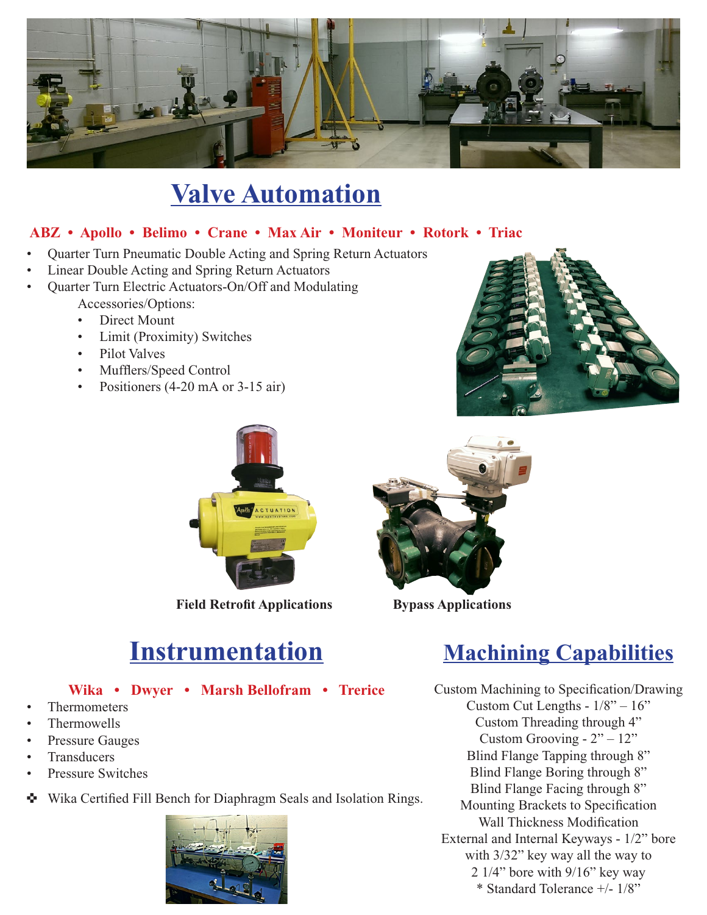# Valve Automation

**ABZ • Apollo • Belimo • Crane • Max Air • Moniteur • Rotork • Triac**

- Quarter Turn Pneumatic Double Acting and Spring Return Actuators
- Linear Double Acting and Spring Return Actuators
- Quarter Turn Electric Actuators-On/Off and Modulating

  Accessories/Options:
  - Direct Mount
  - Limit (Proximity) Switches
  - Pilot Valves
  - Mufflers/Speed Control
  - Positioners (4-20 mA or 3-15 air)

**Field Retrofit Applications**

**Bypass Applications**

# Instrumentation

**Wika • Dwyer • Marsh Bellofram • Trerice**

- Thermometers
- Thermowells
- Pressure Gauges
- Transducers
- Pressure Switches

❖ Wika Certified Fill Bench for Diaphragm Seals and Isolation Rings.

# Machining Capabilities

Custom Machining to Specification/Drawing
Custom Cut Lengths - 1/8" – 16"
Custom Threading through 4"
Custom Grooving - 2" – 12"
Blind Flange Tapping through 8"
Blind Flange Boring through 8"
Blind Flange Facing through 8"
Mounting Brackets to Specification
Wall Thickness Modification
External and Internal Keyways - 1/2" bore with 3/32" key way all the way to 2 1/4" bore with 9/16" key way
* Standard Tolerance +/- 1/8"